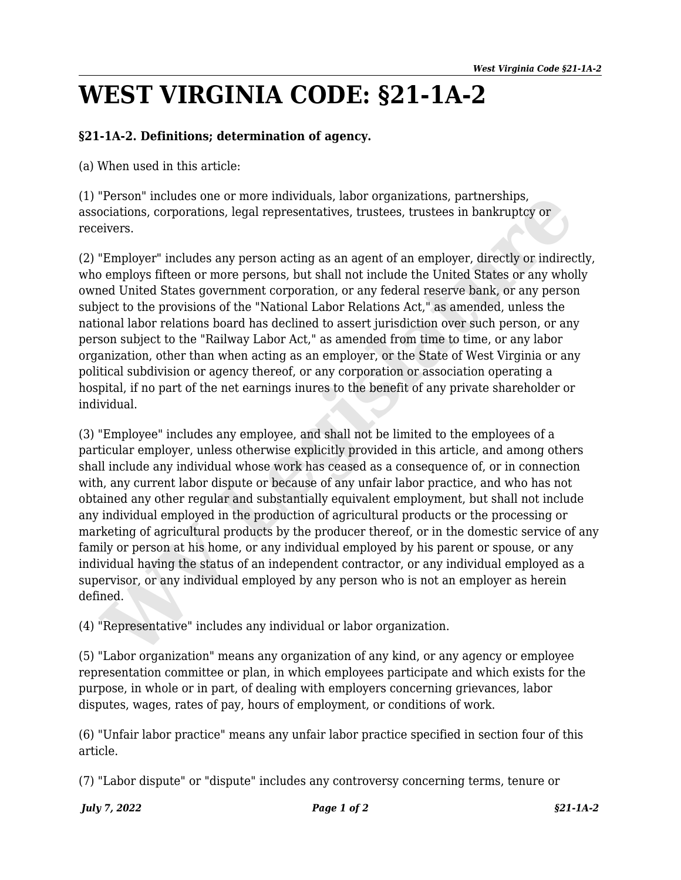# WEST VIRGINIA CODE: §21-1A-2

**§21-1A-2. Definitions; determination of agency.**

(a) When used in this article:

(1) "Person" includes one or more individuals, labor organizations, partnerships, associations, corporations, legal representatives, trustees, trustees in bankruptcy or receivers.

(2) "Employer" includes any person acting as an agent of an employer, directly or indirectly, who employs fifteen or more persons, but shall not include the United States or any wholly owned United States government corporation, or any federal reserve bank, or any person subject to the provisions of the "National Labor Relations Act," as amended, unless the national labor relations board has declined to assert jurisdiction over such person, or any person subject to the "Railway Labor Act," as amended from time to time, or any labor organization, other than when acting as an employer, or the State of West Virginia or any political subdivision or agency thereof, or any corporation or association operating a hospital, if no part of the net earnings inures to the benefit of any private shareholder or individual.

(3) "Employee" includes any employee, and shall not be limited to the employees of a particular employer, unless otherwise explicitly provided in this article, and among others shall include any individual whose work has ceased as a consequence of, or in connection with, any current labor dispute or because of any unfair labor practice, and who has not obtained any other regular and substantially equivalent employment, but shall not include any individual employed in the production of agricultural products or the processing or marketing of agricultural products by the producer thereof, or in the domestic service of any family or person at his home, or any individual employed by his parent or spouse, or any individual having the status of an independent contractor, or any individual employed as a supervisor, or any individual employed by any person who is not an employer as herein defined.

(4) "Representative" includes any individual or labor organization.

(5) "Labor organization" means any organization of any kind, or any agency or employee representation committee or plan, in which employees participate and which exists for the purpose, in whole or in part, of dealing with employers concerning grievances, labor disputes, wages, rates of pay, hours of employment, or conditions of work.

(6) "Unfair labor practice" means any unfair labor practice specified in section four of this article.

(7) "Labor dispute" or "dispute" includes any controversy concerning terms, tenure or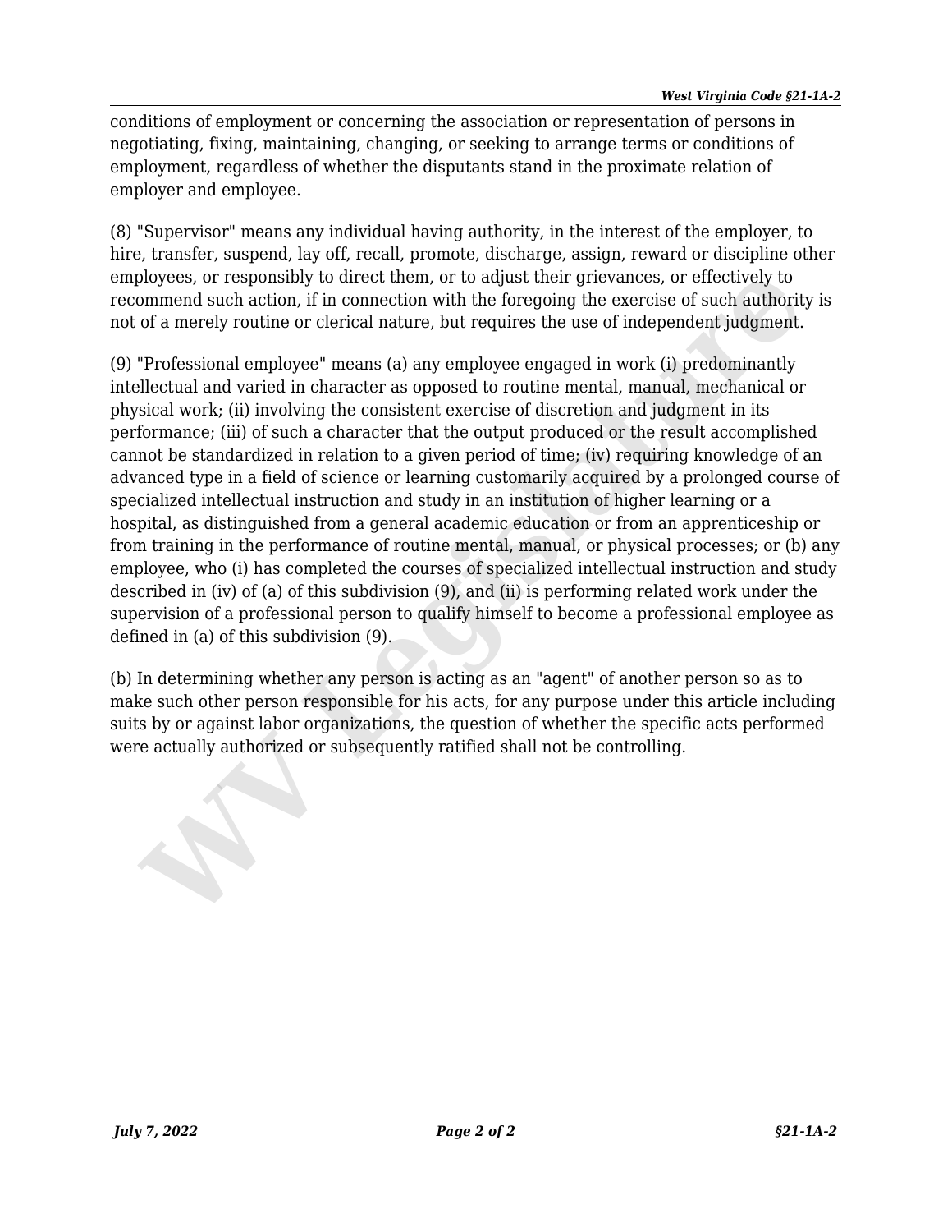conditions of employment or concerning the association or representation of persons in negotiating, fixing, maintaining, changing, or seeking to arrange terms or conditions of employment, regardless of whether the disputants stand in the proximate relation of employer and employee.

(8) "Supervisor" means any individual having authority, in the interest of the employer, to hire, transfer, suspend, lay off, recall, promote, discharge, assign, reward or discipline other employees, or responsibly to direct them, or to adjust their grievances, or effectively to recommend such action, if in connection with the foregoing the exercise of such authority is not of a merely routine or clerical nature, but requires the use of independent judgment.

(9) "Professional employee" means (a) any employee engaged in work (i) predominantly intellectual and varied in character as opposed to routine mental, manual, mechanical or physical work; (ii) involving the consistent exercise of discretion and judgment in its performance; (iii) of such a character that the output produced or the result accomplished cannot be standardized in relation to a given period of time; (iv) requiring knowledge of an advanced type in a field of science or learning customarily acquired by a prolonged course of specialized intellectual instruction and study in an institution of higher learning or a hospital, as distinguished from a general academic education or from an apprenticeship or from training in the performance of routine mental, manual, or physical processes; or (b) any employee, who (i) has completed the courses of specialized intellectual instruction and study described in (iv) of (a) of this subdivision (9), and (ii) is performing related work under the supervision of a professional person to qualify himself to become a professional employee as defined in (a) of this subdivision (9).

(b) In determining whether any person is acting as an "agent" of another person so as to make such other person responsible for his acts, for any purpose under this article including suits by or against labor organizations, the question of whether the specific acts performed were actually authorized or subsequently ratified shall not be controlling.